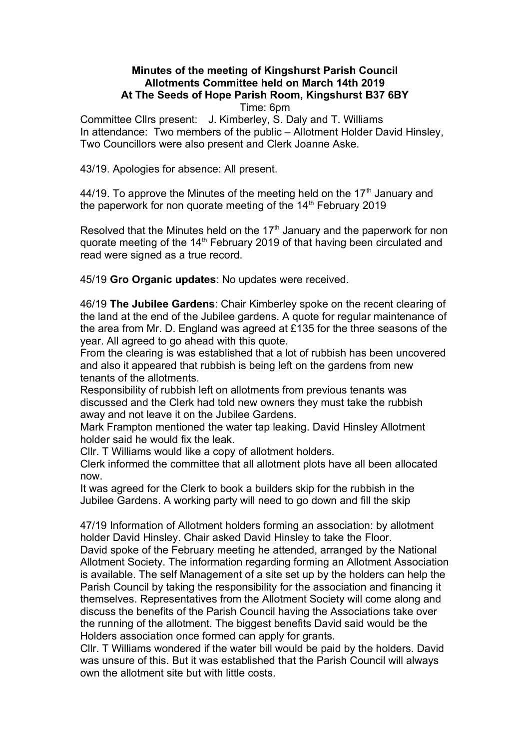**Minutes of the meeting of Kingshurst Parish Council**
**Allotments Committee held on March 14th 2019**
**At The Seeds of Hope Parish Room, Kingshurst B37 6BY**

Time: 6pm

Committee Cllrs present: J. Kimberley, S. Daly and T. Williams
In attendance: Two members of the public – Allotment Holder David Hinsley, Two Councillors were also present and Clerk Joanne Aske.

43/19. Apologies for absence: All present.

44/19. To approve the Minutes of the meeting held on the 17th January and the paperwork for non quorate meeting of the 14th February 2019

Resolved that the Minutes held on the 17th January and the paperwork for non quorate meeting of the 14th February 2019 of that having been circulated and read were signed as a true record.

45/19 **Gro Organic updates**: No updates were received.

46/19 **The Jubilee Gardens**: Chair Kimberley spoke on the recent clearing of the land at the end of the Jubilee gardens. A quote for regular maintenance of the area from Mr. D. England was agreed at £135 for the three seasons of the year. All agreed to go ahead with this quote.
From the clearing is was established that a lot of rubbish has been uncovered and also it appeared that rubbish is being left on the gardens from new tenants of the allotments.
Responsibility of rubbish left on allotments from previous tenants was discussed and the Clerk had told new owners they must take the rubbish away and not leave it on the Jubilee Gardens.
Mark Frampton mentioned the water tap leaking. David Hinsley Allotment holder said he would fix the leak.
Cllr. T Williams would like a copy of allotment holders.
Clerk informed the committee that all allotment plots have all been allocated now.
It was agreed for the Clerk to book a builders skip for the rubbish in the Jubilee Gardens. A working party will need to go down and fill the skip

47/19 Information of Allotment holders forming an association: by allotment holder David Hinsley. Chair asked David Hinsley to take the Floor.
David spoke of the February meeting he attended, arranged by the National Allotment Society. The information regarding forming an Allotment Association is available. The self Management of a site set up by the holders can help the Parish Council by taking the responsibility for the association and financing it themselves. Representatives from the Allotment Society will come along and discuss the benefits of the Parish Council having the Associations take over the running of the allotment. The biggest benefits David said would be the Holders association once formed can apply for grants.
Cllr. T Williams wondered if the water bill would be paid by the holders. David was unsure of this. But it was established that the Parish Council will always own the allotment site but with little costs.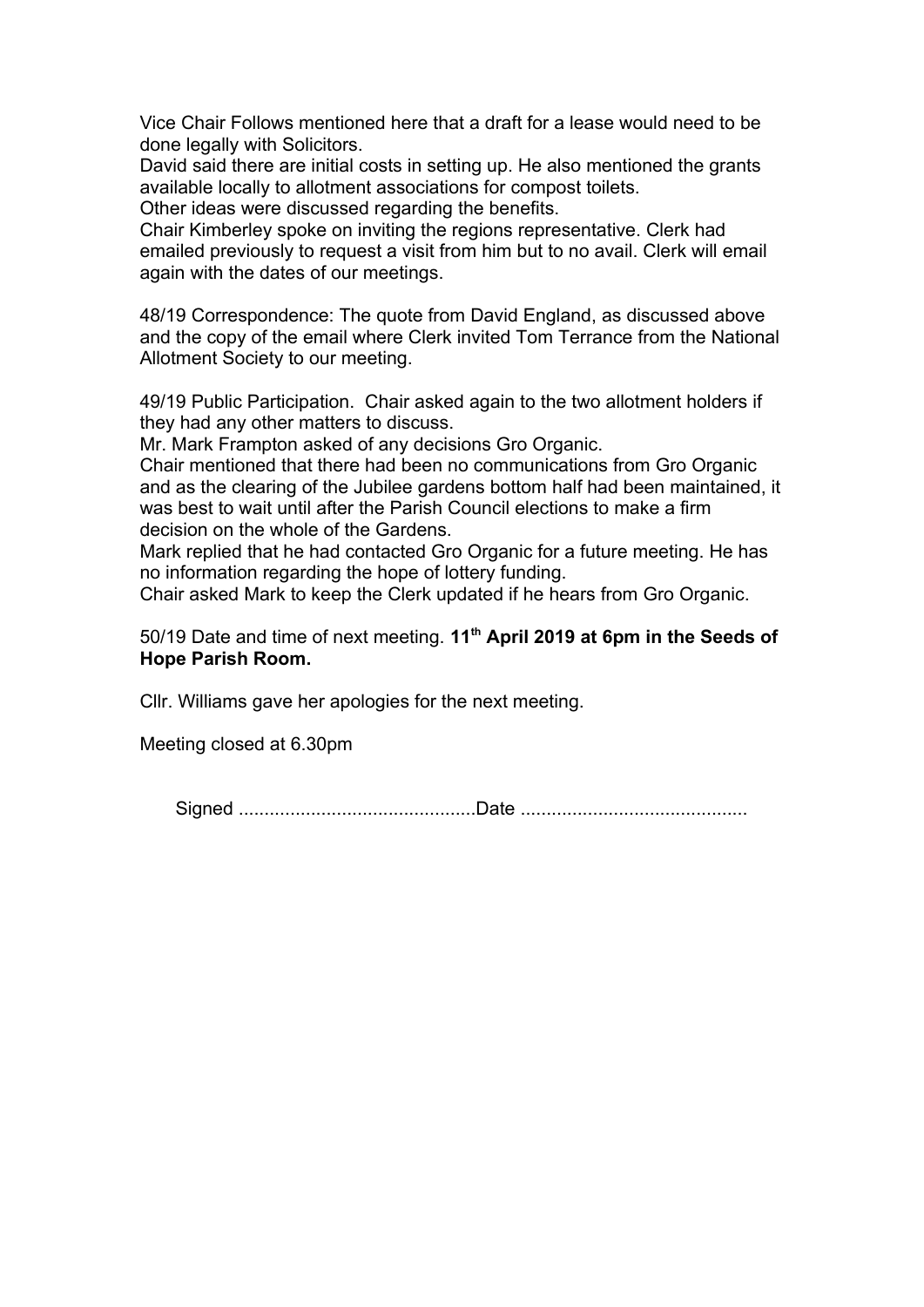Vice Chair Follows mentioned here that a draft for a lease would need to be done legally with Solicitors.
David said there are initial costs in setting up. He also mentioned the grants available locally to allotment associations for compost toilets.
Other ideas were discussed regarding the benefits.
Chair Kimberley spoke on inviting the regions representative. Clerk had emailed previously to request a visit from him but to no avail. Clerk will email again with the dates of our meetings.

48/19 Correspondence: The quote from David England, as discussed above and the copy of the email where Clerk invited Tom Terrance from the National Allotment Society to our meeting.

49/19 Public Participation. Chair asked again to the two allotment holders if they had any other matters to discuss.
Mr. Mark Frampton asked of any decisions Gro Organic.
Chair mentioned that there had been no communications from Gro Organic and as the clearing of the Jubilee gardens bottom half had been maintained, it was best to wait until after the Parish Council elections to make a firm decision on the whole of the Gardens.
Mark replied that he had contacted Gro Organic for a future meeting. He has no information regarding the hope of lottery funding.
Chair asked Mark to keep the Clerk updated if he hears from Gro Organic.

50/19 Date and time of next meeting. **11th April 2019 at 6pm in the Seeds of Hope Parish Room.**

Cllr. Williams gave her apologies for the next meeting.

Meeting closed at 6.30pm

Signed .............................................Date ...........................................